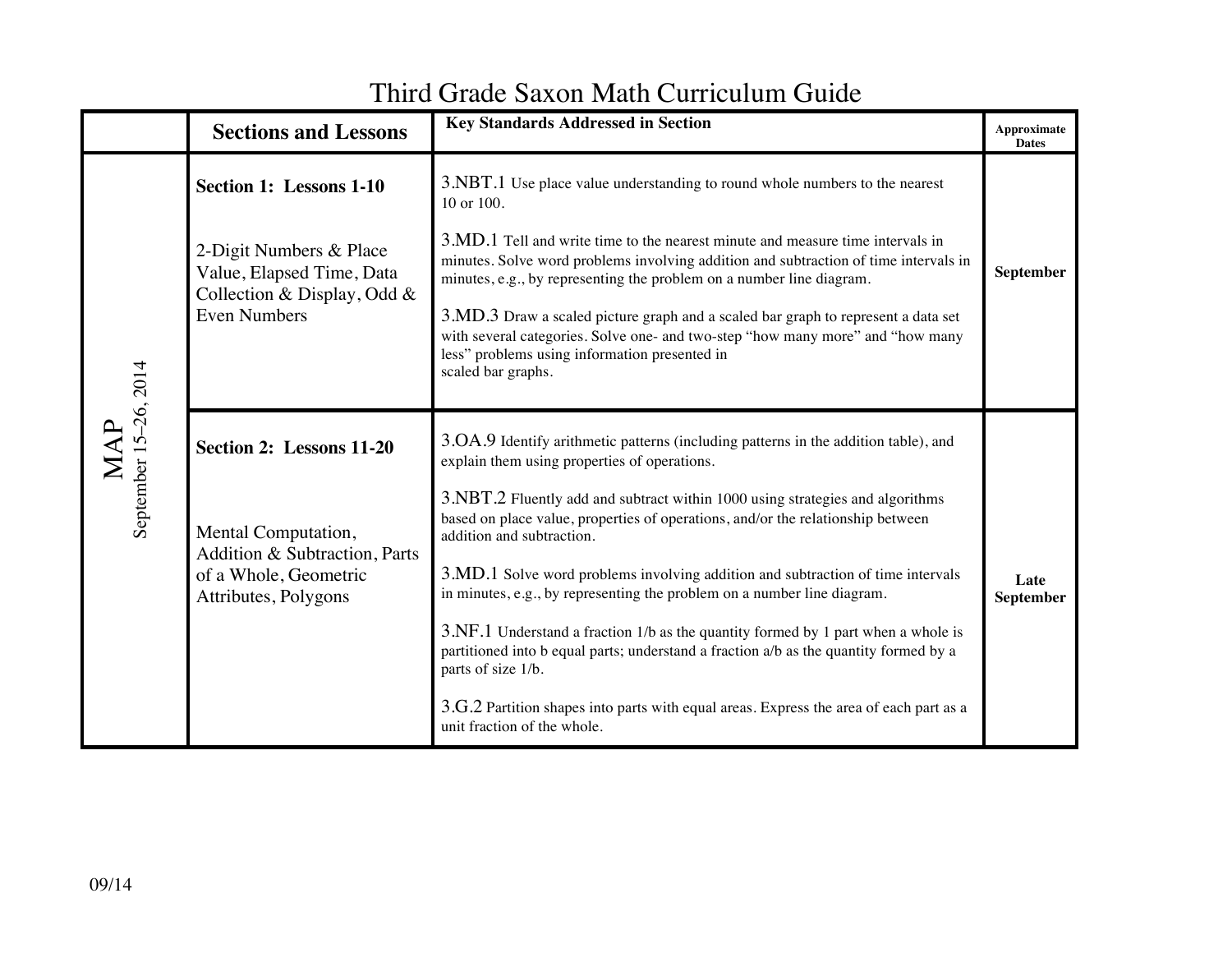# Third Grade Saxon Math Curriculum Guide

| | Sections and Lessons | Key Standards Addressed in Section | Approximate Dates |
|---|---|---|---|
| MAP September 15–26, 2014 | **Section 1: Lessons 1-10**<br><br>2-Digit Numbers & Place Value, Elapsed Time, Data Collection & Display, Odd & Even Numbers | 3.NBT.1 Use place value understanding to round whole numbers to the nearest 10 or 100.<br><br>3.MD.1 Tell and write time to the nearest minute and measure time intervals in minutes. Solve word problems involving addition and subtraction of time intervals in minutes, e.g., by representing the problem on a number line diagram.<br><br>3.MD.3 Draw a scaled picture graph and a scaled bar graph to represent a data set with several categories. Solve one- and two-step "how many more" and "how many less" problems using information presented in scaled bar graphs. | **September** |
| | **Section 2: Lessons 11-20**<br><br>Mental Computation, Addition & Subtraction, Parts of a Whole, Geometric Attributes, Polygons | 3.OA.9 Identify arithmetic patterns (including patterns in the addition table), and explain them using properties of operations.<br><br>3.NBT.2 Fluently add and subtract within 1000 using strategies and algorithms based on place value, properties of operations, and/or the relationship between addition and subtraction.<br><br>3.MD.1 Solve word problems involving addition and subtraction of time intervals in minutes, e.g., by representing the problem on a number line diagram.<br><br>3.NF.1 Understand a fraction 1/b as the quantity formed by 1 part when a whole is partitioned into b equal parts; understand a fraction a/b as the quantity formed by a parts of size 1/b.<br><br>3.G.2 Partition shapes into parts with equal areas. Express the area of each part as a unit fraction of the whole. | **Late September** |

09/14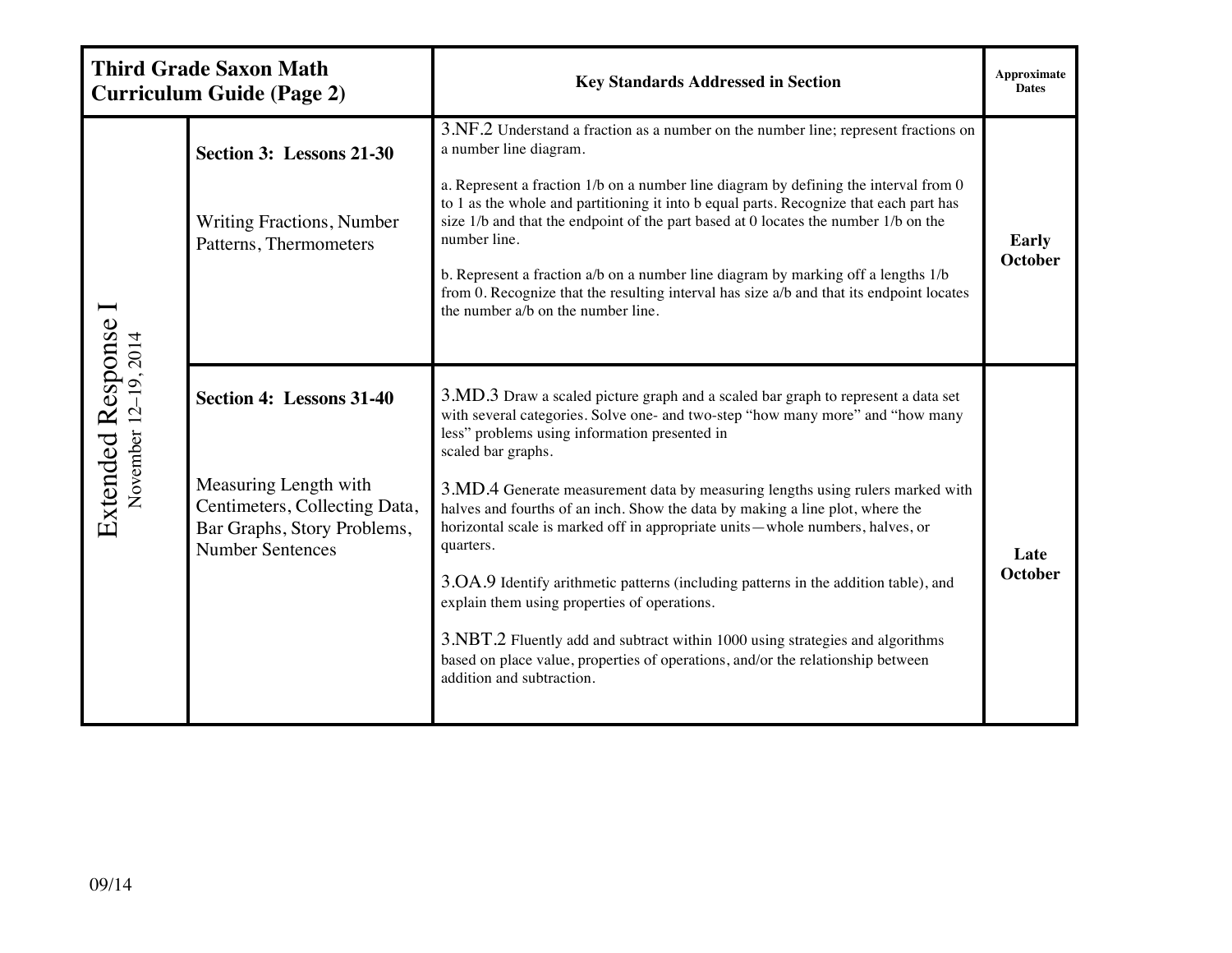| Third Grade Saxon Math Curriculum Guide (Page 2) | | Key Standards Addressed in Section | Approximate Dates |
|---|---|---|---|
| Extended Response I<br>November 12–19, 2014 | **Section 3: Lessons 21-30**<br><br>Writing Fractions, Number Patterns, Thermometers | 3.NF.2 Understand a fraction as a number on the number line; represent fractions on a number line diagram.<br><br>a. Represent a fraction 1/b on a number line diagram by defining the interval from 0 to 1 as the whole and partitioning it into b equal parts. Recognize that each part has size 1/b and that the endpoint of the part based at 0 locates the number 1/b on the number line.<br><br>b. Represent a fraction a/b on a number line diagram by marking off a lengths 1/b from 0. Recognize that the resulting interval has size a/b and that its endpoint locates the number a/b on the number line. | **Early October** |
| | **Section 4: Lessons 31-40**<br><br>Measuring Length with Centimeters, Collecting Data, Bar Graphs, Story Problems, Number Sentences | 3.MD.3 Draw a scaled picture graph and a scaled bar graph to represent a data set with several categories. Solve one- and two-step "how many more" and "how many less" problems using information presented in scaled bar graphs.<br><br>3.MD.4 Generate measurement data by measuring lengths using rulers marked with halves and fourths of an inch. Show the data by making a line plot, where the horizontal scale is marked off in appropriate units—whole numbers, halves, or quarters.<br><br>3.OA.9 Identify arithmetic patterns (including patterns in the addition table), and explain them using properties of operations.<br><br>3.NBT.2 Fluently add and subtract within 1000 using strategies and algorithms based on place value, properties of operations, and/or the relationship between addition and subtraction. | **Late October** |

09/14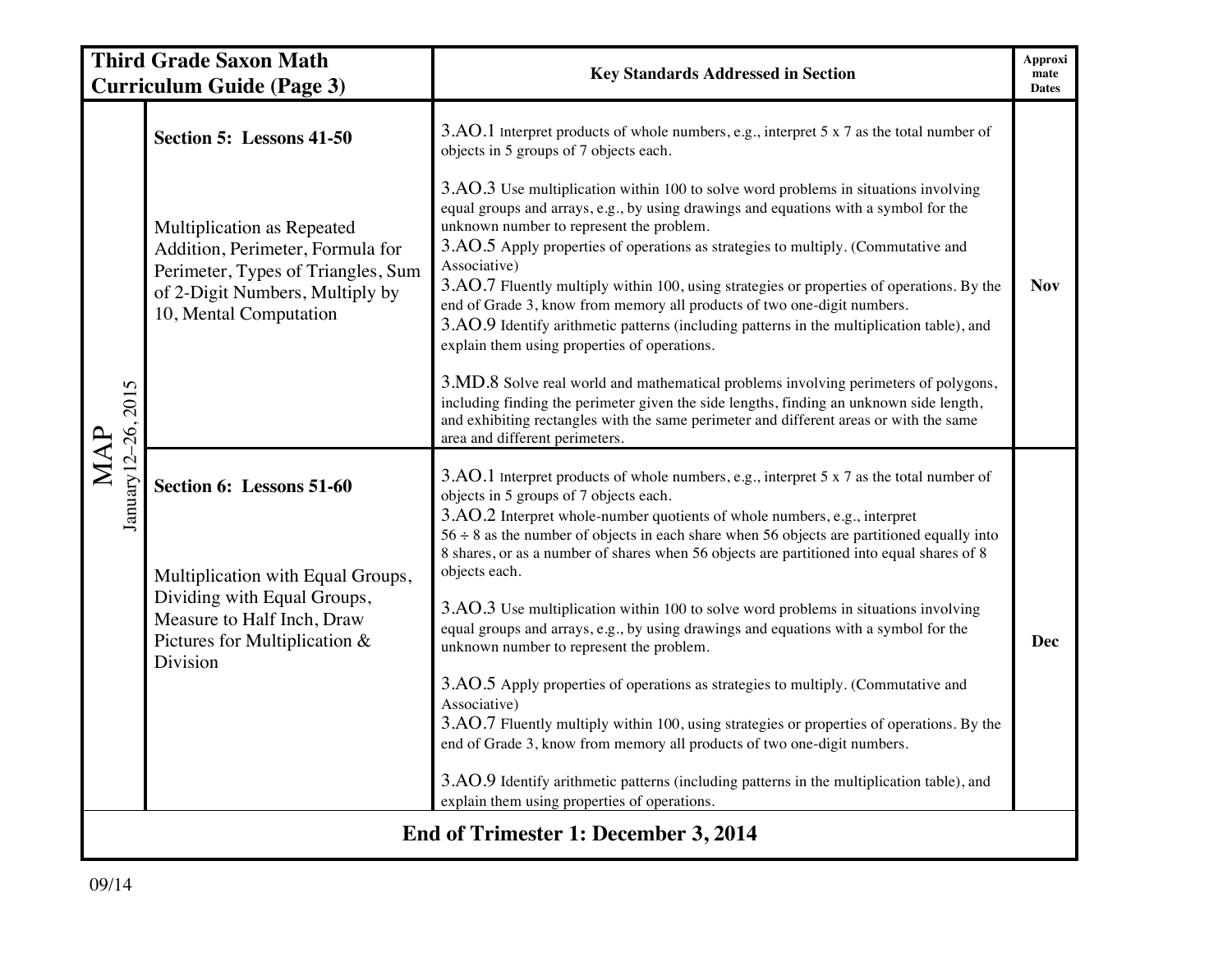| Third Grade Saxon Math Curriculum Guide (Page 3) | | Key Standards Addressed in Section | Approximate Dates |
|---|---|---|---|
| MAP January 12–26, 2015 | **Section 5: Lessons 41-50**<br><br>Multiplication as Repeated Addition, Perimeter, Formula for Perimeter, Types of Triangles, Sum of 2-Digit Numbers, Multiply by 10, Mental Computation | 3.AO.1 Interpret products of whole numbers, e.g., interpret 5 x 7 as the total number of objects in 5 groups of 7 objects each.<br><br>3.AO.3 Use multiplication within 100 to solve word problems in situations involving equal groups and arrays, e.g., by using drawings and equations with a symbol for the unknown number to represent the problem.<br>3.AO.5 Apply properties of operations as strategies to multiply. (Commutative and Associative)<br>3.AO.7 Fluently multiply within 100, using strategies or properties of operations. By the end of Grade 3, know from memory all products of two one-digit numbers.<br>3.AO.9 Identify arithmetic patterns (including patterns in the multiplication table), and explain them using properties of operations.<br><br>3.MD.8 Solve real world and mathematical problems involving perimeters of polygons, including finding the perimeter given the side lengths, finding an unknown side length, and exhibiting rectangles with the same perimeter and different areas or with the same area and different perimeters. | **Nov** |
| | **Section 6: Lessons 51-60**<br><br>Multiplication with Equal Groups, Dividing with Equal Groups, Measure to Half Inch, Draw Pictures for Multiplication & Division | 3.AO.1 Interpret products of whole numbers, e.g., interpret 5 x 7 as the total number of objects in 5 groups of 7 objects each.<br>3.AO.2 Interpret whole-number quotients of whole numbers, e.g., interpret 56 ÷ 8 as the number of objects in each share when 56 objects are partitioned equally into 8 shares, or as a number of shares when 56 objects are partitioned into equal shares of 8 objects each.<br><br>3.AO.3 Use multiplication within 100 to solve word problems in situations involving equal groups and arrays, e.g., by using drawings and equations with a symbol for the unknown number to represent the problem.<br><br>3.AO.5 Apply properties of operations as strategies to multiply. (Commutative and Associative)<br>3.AO.7 Fluently multiply within 100, using strategies or properties of operations. By the end of Grade 3, know from memory all products of two one-digit numbers.<br><br>3.AO.9 Identify arithmetic patterns (including patterns in the multiplication table), and explain them using properties of operations. | **Dec** |
| **End of Trimester 1: December 3, 2014** | | | |

09/14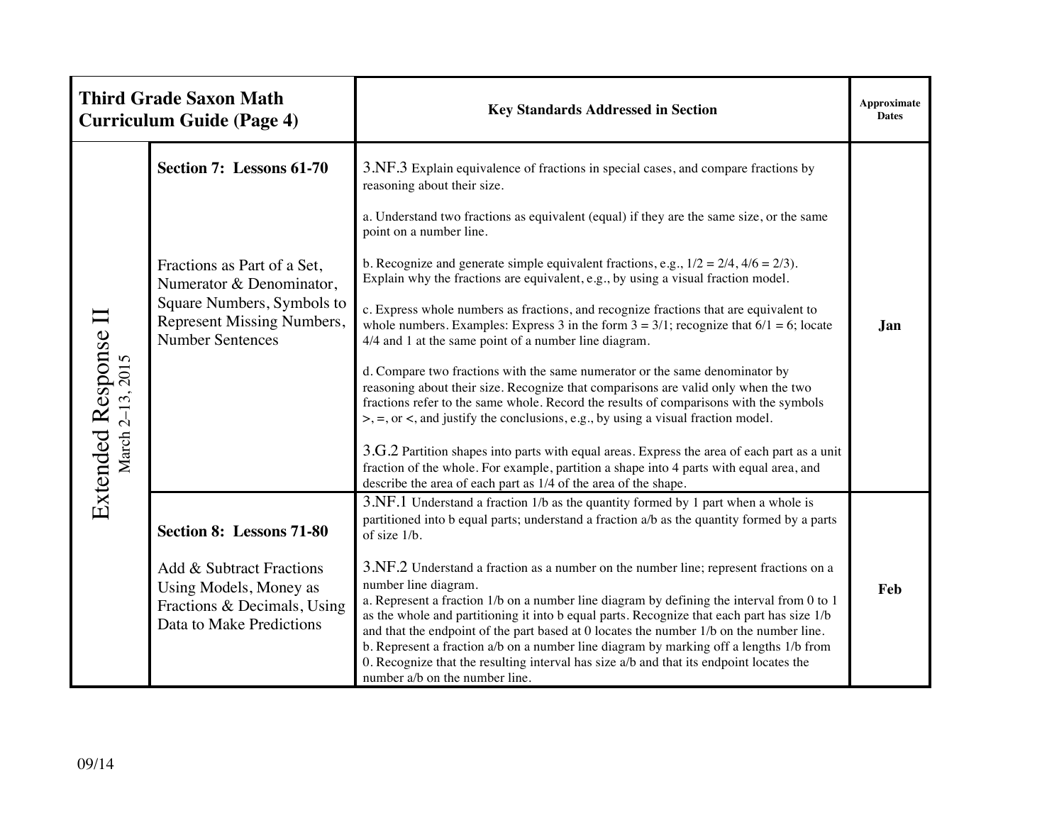| Third Grade Saxon Math Curriculum Guide (Page 4) | | Key Standards Addressed in Section | Approximate Dates |
|---|---|---|---|
| Extended Response II<br>March 2–13, 2015 | **Section 7: Lessons 61-70**<br><br>Fractions as Part of a Set, Numerator & Denominator, Square Numbers, Symbols to Represent Missing Numbers, Number Sentences | 3.NF.3 Explain equivalence of fractions in special cases, and compare fractions by reasoning about their size.<br><br>a. Understand two fractions as equivalent (equal) if they are the same size, or the same point on a number line.<br><br>b. Recognize and generate simple equivalent fractions, e.g., 1/2 = 2/4, 4/6 = 2/3). Explain why the fractions are equivalent, e.g., by using a visual fraction model.<br><br>c. Express whole numbers as fractions, and recognize fractions that are equivalent to whole numbers. Examples: Express 3 in the form 3 = 3/1; recognize that 6/1 = 6; locate 4/4 and 1 at the same point of a number line diagram.<br><br>d. Compare two fractions with the same numerator or the same denominator by reasoning about their size. Recognize that comparisons are valid only when the two fractions refer to the same whole. Record the results of comparisons with the symbols >, =, or <, and justify the conclusions, e.g., by using a visual fraction model.<br><br>3.G.2 Partition shapes into parts with equal areas. Express the area of each part as a unit fraction of the whole. For example, partition a shape into 4 parts with equal area, and describe the area of each part as 1/4 of the area of the shape. | **Jan** |
| | **Section 8: Lessons 71-80**<br><br>Add & Subtract Fractions Using Models, Money as Fractions & Decimals, Using Data to Make Predictions | 3.NF.1 Understand a fraction 1/b as the quantity formed by 1 part when a whole is partitioned into b equal parts; understand a fraction a/b as the quantity formed by a parts of size 1/b.<br><br>3.NF.2 Understand a fraction as a number on the number line; represent fractions on a number line diagram.<br>a. Represent a fraction 1/b on a number line diagram by defining the interval from 0 to 1 as the whole and partitioning it into b equal parts. Recognize that each part has size 1/b and that the endpoint of the part based at 0 locates the number 1/b on the number line.<br>b. Represent a fraction a/b on a number line diagram by marking off a lengths 1/b from 0. Recognize that the resulting interval has size a/b and that its endpoint locates the number a/b on the number line. | **Feb** |

09/14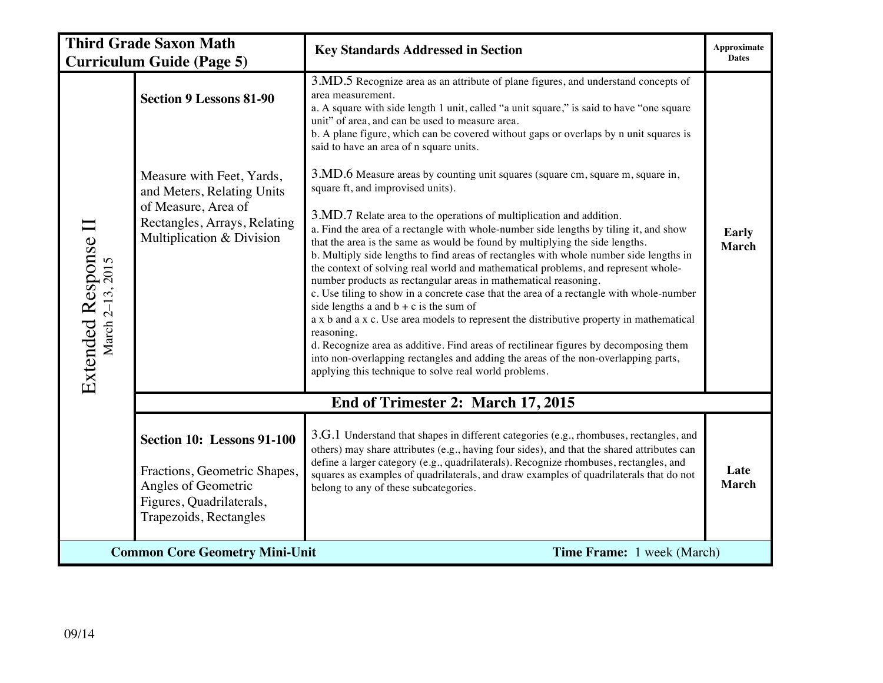| Third Grade Saxon Math Curriculum Guide (Page 5) | | Key Standards Addressed in Section | Approximate Dates |
|---|---|---|---|
| Extended Response II<br>March 2–13, 2015 | **Section 9 Lessons 81-90**<br><br>Measure with Feet, Yards, and Meters, Relating Units of Measure, Area of Rectangles, Arrays, Relating Multiplication & Division | 3.MD.5 Recognize area as an attribute of plane figures, and understand concepts of area measurement.<br>a. A square with side length 1 unit, called "a unit square," is said to have "one square unit" of area, and can be used to measure area.<br>b. A plane figure, which can be covered without gaps or overlaps by n unit squares is said to have an area of n square units.<br><br>3.MD.6 Measure areas by counting unit squares (square cm, square m, square in, square ft, and improvised units).<br><br>3.MD.7 Relate area to the operations of multiplication and addition.<br>a. Find the area of a rectangle with whole-number side lengths by tiling it, and show that the area is the same as would be found by multiplying the side lengths.<br>b. Multiply side lengths to find areas of rectangles with whole number side lengths in the context of solving real world and mathematical problems, and represent whole-number products as rectangular areas in mathematical reasoning.<br>c. Use tiling to show in a concrete case that the area of a rectangle with whole-number side lengths a and b + c is the sum of<br>a x b and a x c. Use area models to represent the distributive property in mathematical reasoning.<br>d. Recognize area as additive. Find areas of rectilinear figures by decomposing them into non-overlapping rectangles and adding the areas of the non-overlapping parts, applying this technique to solve real world problems. | **Early March** |
| | **End of Trimester 2: March 17, 2015** | | |
| | **Section 10: Lessons 91-100**<br><br>Fractions, Geometric Shapes, Angles of Geometric Figures, Quadrilaterals, Trapezoids, Rectangles | 3.G.1 Understand that shapes in different categories (e.g., rhombuses, rectangles, and others) may share attributes (e.g., having four sides), and that the shared attributes can define a larger category (e.g., quadrilaterals). Recognize rhombuses, rectangles, and squares as examples of quadrilaterals, and draw examples of quadrilaterals that do not belong to any of these subcategories. | **Late March** |
| **Common Core Geometry Mini-Unit** | | **Time Frame:** 1 week (March) | |

09/14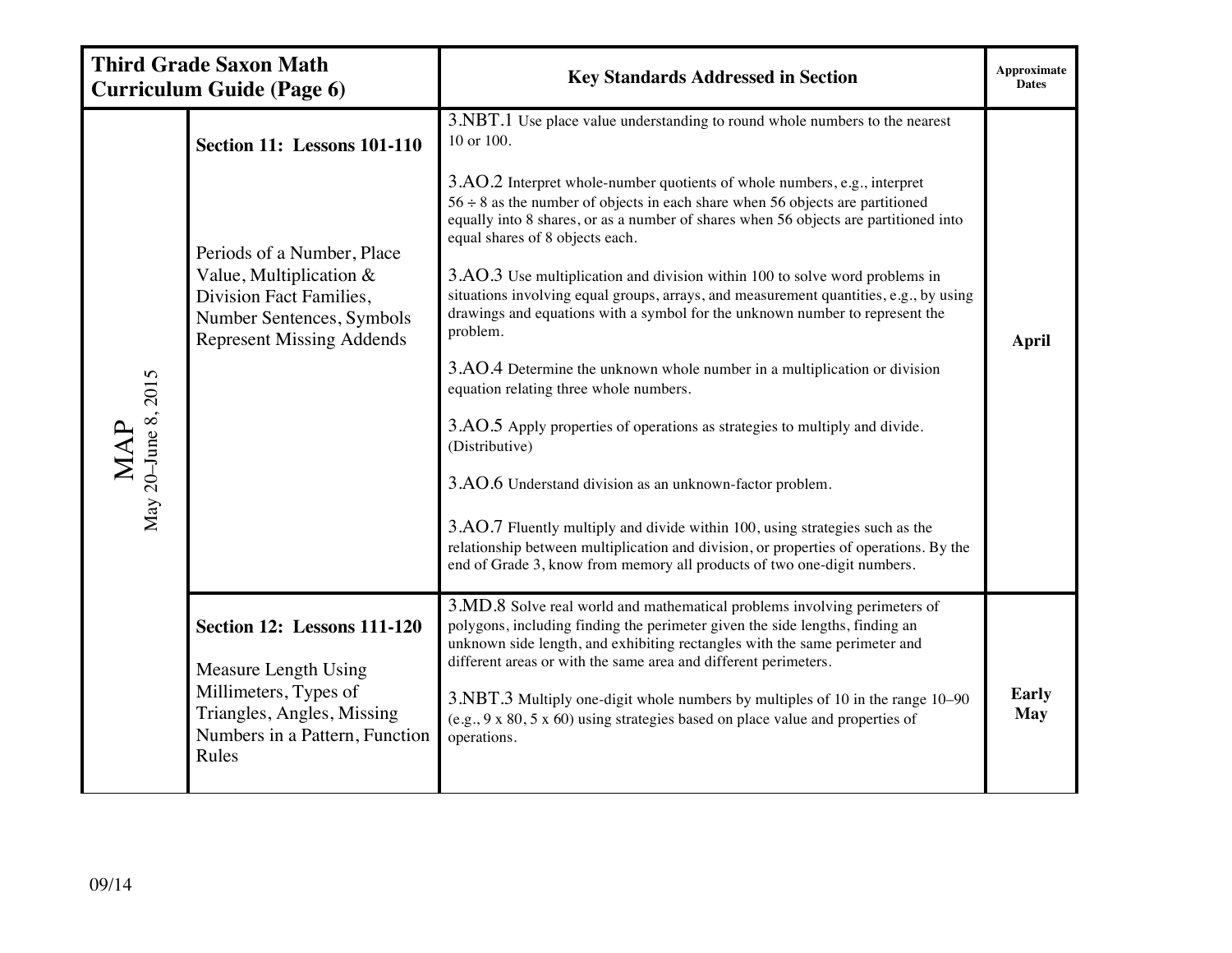| Third Grade Saxon Math Curriculum Guide (Page 6) | | Key Standards Addressed in Section | Approximate Dates |
|---|---|---|---|
| MAP May 20–June 8, 2015 | **Section 11: Lessons 101-110**<br><br>Periods of a Number, Place Value, Multiplication & Division Fact Families, Number Sentences, Symbols Represent Missing Addends | 3.NBT.1 Use place value understanding to round whole numbers to the nearest 10 or 100.<br><br>3.AO.2 Interpret whole-number quotients of whole numbers, e.g., interpret 56 ÷ 8 as the number of objects in each share when 56 objects are partitioned equally into 8 shares, or as a number of shares when 56 objects are partitioned into equal shares of 8 objects each.<br><br>3.AO.3 Use multiplication and division within 100 to solve word problems in situations involving equal groups, arrays, and measurement quantities, e.g., by using drawings and equations with a symbol for the unknown number to represent the problem.<br><br>3.AO.4 Determine the unknown whole number in a multiplication or division equation relating three whole numbers.<br><br>3.AO.5 Apply properties of operations as strategies to multiply and divide. (Distributive)<br><br>3.AO.6 Understand division as an unknown-factor problem.<br><br>3.AO.7 Fluently multiply and divide within 100, using strategies such as the relationship between multiplication and division, or properties of operations. By the end of Grade 3, know from memory all products of two one-digit numbers. | **April** |
| | **Section 12: Lessons 111-120**<br><br>Measure Length Using Millimeters, Types of Triangles, Angles, Missing Numbers in a Pattern, Function Rules | 3.MD.8 Solve real world and mathematical problems involving perimeters of polygons, including finding the perimeter given the side lengths, finding an unknown side length, and exhibiting rectangles with the same perimeter and different areas or with the same area and different perimeters.<br><br>3.NBT.3 Multiply one-digit whole numbers by multiples of 10 in the range 10–90 (e.g., 9 x 80, 5 x 60) using strategies based on place value and properties of operations. | **Early May** |

09/14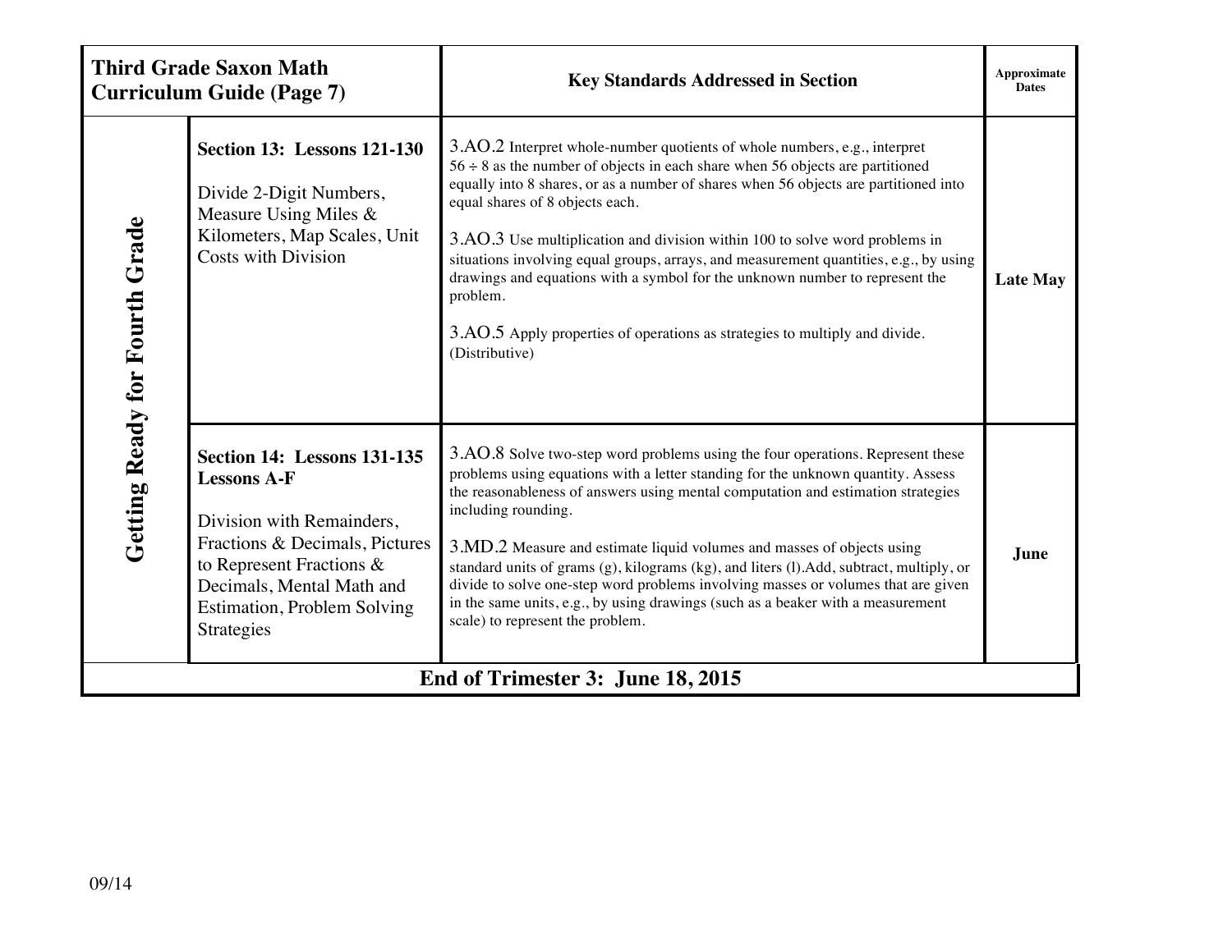| Third Grade Saxon Math Curriculum Guide (Page 7) | | Key Standards Addressed in Section | Approximate Dates |
|---|---|---|---|
| Getting Ready for Fourth Grade | **Section 13: Lessons 121-130**<br><br>Divide 2-Digit Numbers, Measure Using Miles & Kilometers, Map Scales, Unit Costs with Division | 3.AO.2 Interpret whole-number quotients of whole numbers, e.g., interpret 56 ÷ 8 as the number of objects in each share when 56 objects are partitioned equally into 8 shares, or as a number of shares when 56 objects are partitioned into equal shares of 8 objects each.<br><br>3.AO.3 Use multiplication and division within 100 to solve word problems in situations involving equal groups, arrays, and measurement quantities, e.g., by using drawings and equations with a symbol for the unknown number to represent the problem.<br><br>3.AO.5 Apply properties of operations as strategies to multiply and divide. (Distributive) | **Late May** |
| | **Section 14: Lessons 131-135 Lessons A-F**<br><br>Division with Remainders, Fractions & Decimals, Pictures to Represent Fractions & Decimals, Mental Math and Estimation, Problem Solving Strategies | 3.AO.8 Solve two-step word problems using the four operations. Represent these problems using equations with a letter standing for the unknown quantity. Assess the reasonableness of answers using mental computation and estimation strategies including rounding.<br><br>3.MD.2 Measure and estimate liquid volumes and masses of objects using standard units of grams (g), kilograms (kg), and liters (l).Add, subtract, multiply, or divide to solve one-step word problems involving masses or volumes that are given in the same units, e.g., by using drawings (such as a beaker with a measurement scale) to represent the problem. | **June** |
| **End of Trimester 3: June 18, 2015** | | | |

09/14